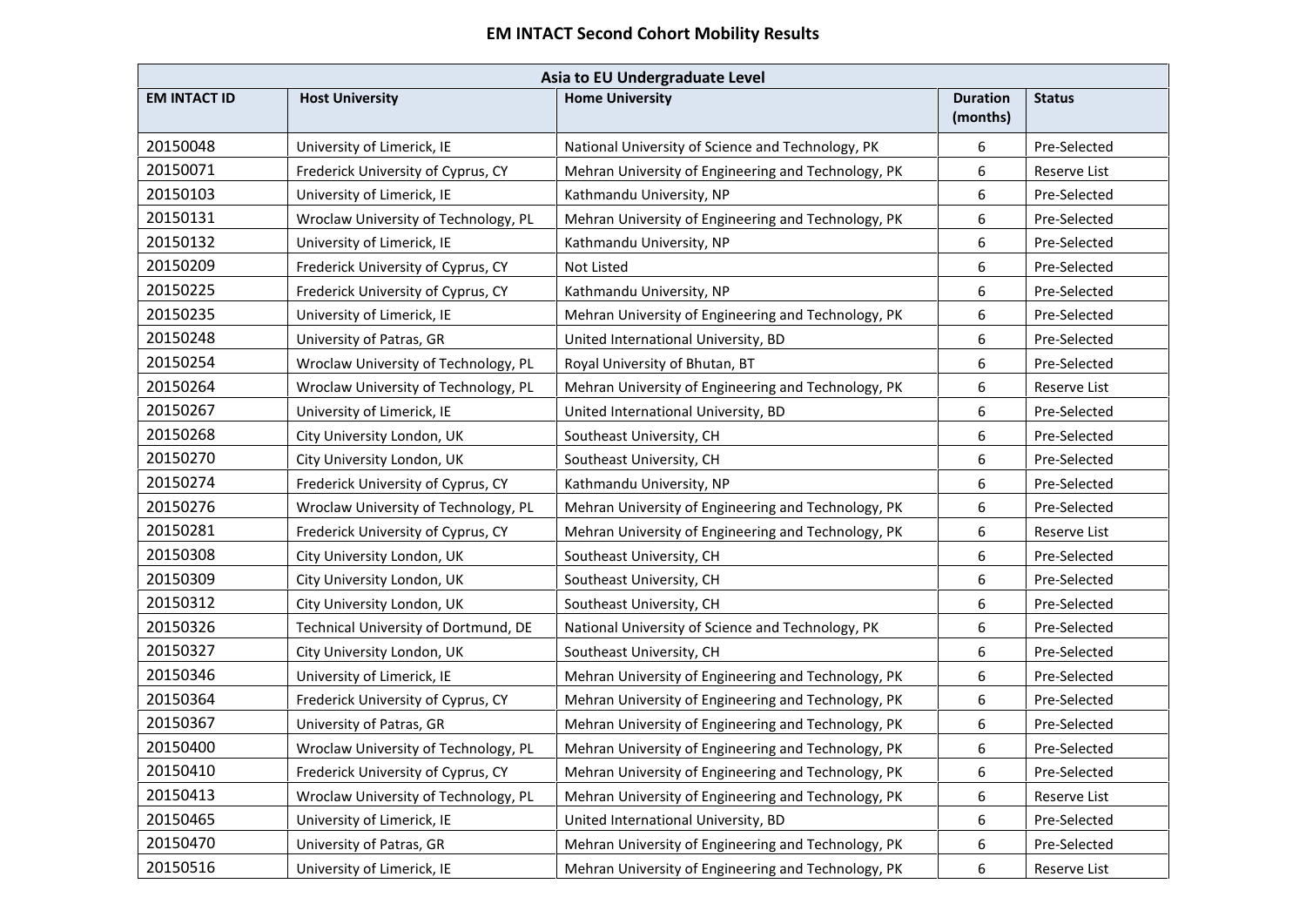# EM INTACT Second Cohort Mobility Results

| Asia to EU Undergraduate Level | | | | |
|---|---|---|---|---|
| **EM INTACT ID** | **Host University** | **Home University** | **Duration (months)** | **Status** |
| 20150048 | University of Limerick, IE | National University of Science and Technology, PK | 6 | Pre-Selected |
| 20150071 | Frederick University of Cyprus, CY | Mehran University of Engineering and Technology, PK | 6 | Reserve List |
| 20150103 | University of Limerick, IE | Kathmandu University, NP | 6 | Pre-Selected |
| 20150131 | Wroclaw University of Technology, PL | Mehran University of Engineering and Technology, PK | 6 | Pre-Selected |
| 20150132 | University of Limerick, IE | Kathmandu University, NP | 6 | Pre-Selected |
| 20150209 | Frederick University of Cyprus, CY | Not Listed | 6 | Pre-Selected |
| 20150225 | Frederick University of Cyprus, CY | Kathmandu University, NP | 6 | Pre-Selected |
| 20150235 | University of Limerick, IE | Mehran University of Engineering and Technology, PK | 6 | Pre-Selected |
| 20150248 | University of Patras, GR | United International University, BD | 6 | Pre-Selected |
| 20150254 | Wroclaw University of Technology, PL | Royal University of Bhutan, BT | 6 | Pre-Selected |
| 20150264 | Wroclaw University of Technology, PL | Mehran University of Engineering and Technology, PK | 6 | Reserve List |
| 20150267 | University of Limerick, IE | United International University, BD | 6 | Pre-Selected |
| 20150268 | City University London, UK | Southeast University, CH | 6 | Pre-Selected |
| 20150270 | City University London, UK | Southeast University, CH | 6 | Pre-Selected |
| 20150274 | Frederick University of Cyprus, CY | Kathmandu University, NP | 6 | Pre-Selected |
| 20150276 | Wroclaw University of Technology, PL | Mehran University of Engineering and Technology, PK | 6 | Pre-Selected |
| 20150281 | Frederick University of Cyprus, CY | Mehran University of Engineering and Technology, PK | 6 | Reserve List |
| 20150308 | City University London, UK | Southeast University, CH | 6 | Pre-Selected |
| 20150309 | City University London, UK | Southeast University, CH | 6 | Pre-Selected |
| 20150312 | City University London, UK | Southeast University, CH | 6 | Pre-Selected |
| 20150326 | Technical University of Dortmund, DE | National University of Science and Technology, PK | 6 | Pre-Selected |
| 20150327 | City University London, UK | Southeast University, CH | 6 | Pre-Selected |
| 20150346 | University of Limerick, IE | Mehran University of Engineering and Technology, PK | 6 | Pre-Selected |
| 20150364 | Frederick University of Cyprus, CY | Mehran University of Engineering and Technology, PK | 6 | Pre-Selected |
| 20150367 | University of Patras, GR | Mehran University of Engineering and Technology, PK | 6 | Pre-Selected |
| 20150400 | Wroclaw University of Technology, PL | Mehran University of Engineering and Technology, PK | 6 | Pre-Selected |
| 20150410 | Frederick University of Cyprus, CY | Mehran University of Engineering and Technology, PK | 6 | Pre-Selected |
| 20150413 | Wroclaw University of Technology, PL | Mehran University of Engineering and Technology, PK | 6 | Reserve List |
| 20150465 | University of Limerick, IE | United International University, BD | 6 | Pre-Selected |
| 20150470 | University of Patras, GR | Mehran University of Engineering and Technology, PK | 6 | Pre-Selected |
| 20150516 | University of Limerick, IE | Mehran University of Engineering and Technology, PK | 6 | Reserve List |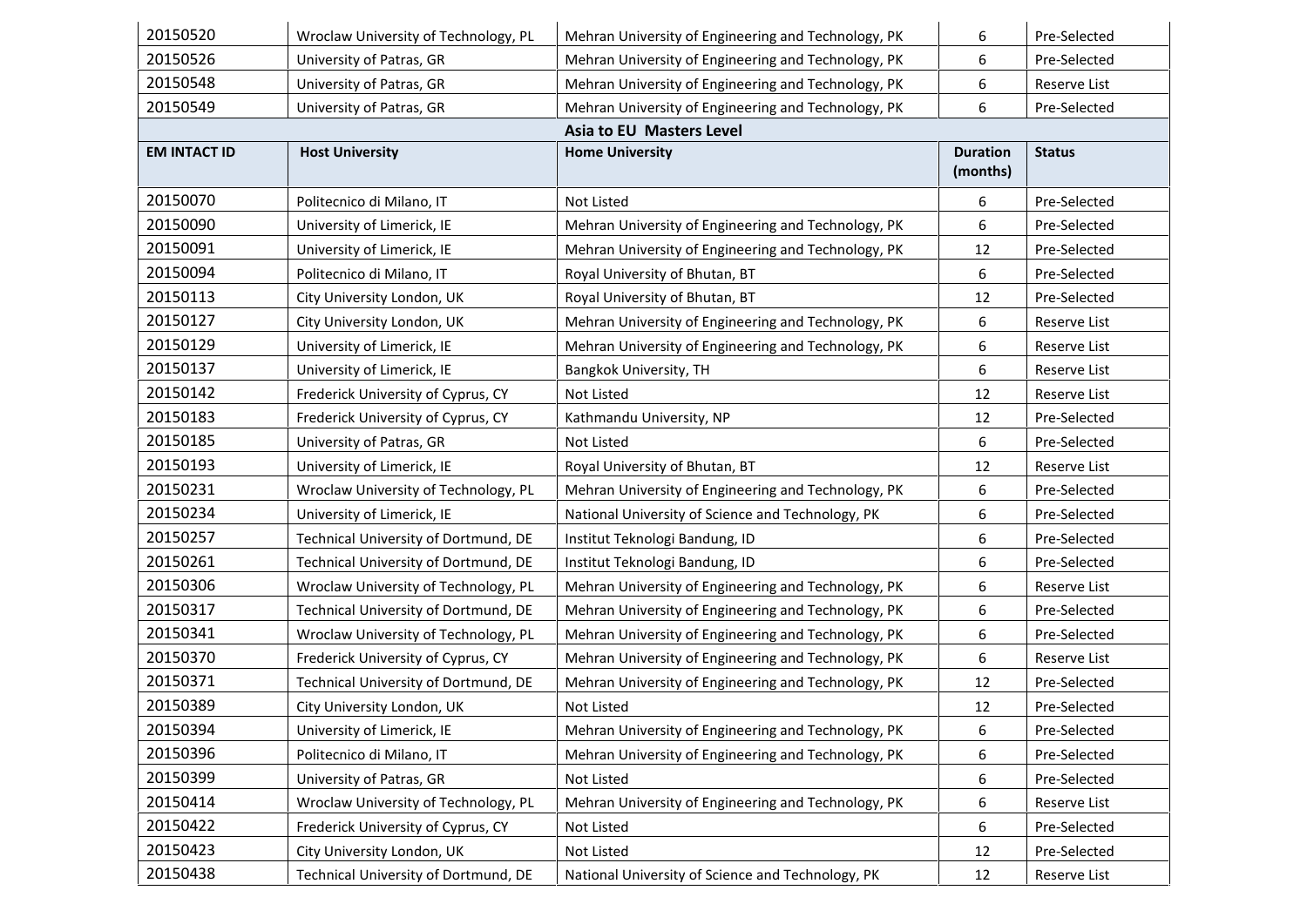| | | | | |
|---|---|---|---|---|
| 20150520 | Wroclaw University of Technology, PL | Mehran University of Engineering and Technology, PK | 6 | Pre-Selected |
| 20150526 | University of Patras, GR | Mehran University of Engineering and Technology, PK | 6 | Pre-Selected |
| 20150548 | University of Patras, GR | Mehran University of Engineering and Technology, PK | 6 | Reserve List |
| 20150549 | University of Patras, GR | Mehran University of Engineering and Technology, PK | 6 | Pre-Selected |

**Asia to EU Masters Level**

| EM INTACT ID | Host University | Home University | Duration (months) | Status |
|---|---|---|---|---|
| 20150070 | Politecnico di Milano, IT | Not Listed | 6 | Pre-Selected |
| 20150090 | University of Limerick, IE | Mehran University of Engineering and Technology, PK | 6 | Pre-Selected |
| 20150091 | University of Limerick, IE | Mehran University of Engineering and Technology, PK | 12 | Pre-Selected |
| 20150094 | Politecnico di Milano, IT | Royal University of Bhutan, BT | 6 | Pre-Selected |
| 20150113 | City University London, UK | Royal University of Bhutan, BT | 12 | Pre-Selected |
| 20150127 | City University London, UK | Mehran University of Engineering and Technology, PK | 6 | Reserve List |
| 20150129 | University of Limerick, IE | Mehran University of Engineering and Technology, PK | 6 | Reserve List |
| 20150137 | University of Limerick, IE | Bangkok University, TH | 6 | Reserve List |
| 20150142 | Frederick University of Cyprus, CY | Not Listed | 12 | Reserve List |
| 20150183 | Frederick University of Cyprus, CY | Kathmandu University, NP | 12 | Pre-Selected |
| 20150185 | University of Patras, GR | Not Listed | 6 | Pre-Selected |
| 20150193 | University of Limerick, IE | Royal University of Bhutan, BT | 12 | Reserve List |
| 20150231 | Wroclaw University of Technology, PL | Mehran University of Engineering and Technology, PK | 6 | Pre-Selected |
| 20150234 | University of Limerick, IE | National University of Science and Technology, PK | 6 | Pre-Selected |
| 20150257 | Technical University of Dortmund, DE | Institut Teknologi Bandung, ID | 6 | Pre-Selected |
| 20150261 | Technical University of Dortmund, DE | Institut Teknologi Bandung, ID | 6 | Pre-Selected |
| 20150306 | Wroclaw University of Technology, PL | Mehran University of Engineering and Technology, PK | 6 | Reserve List |
| 20150317 | Technical University of Dortmund, DE | Mehran University of Engineering and Technology, PK | 6 | Pre-Selected |
| 20150341 | Wroclaw University of Technology, PL | Mehran University of Engineering and Technology, PK | 6 | Pre-Selected |
| 20150370 | Frederick University of Cyprus, CY | Mehran University of Engineering and Technology, PK | 6 | Reserve List |
| 20150371 | Technical University of Dortmund, DE | Mehran University of Engineering and Technology, PK | 12 | Pre-Selected |
| 20150389 | City University London, UK | Not Listed | 12 | Pre-Selected |
| 20150394 | University of Limerick, IE | Mehran University of Engineering and Technology, PK | 6 | Pre-Selected |
| 20150396 | Politecnico di Milano, IT | Mehran University of Engineering and Technology, PK | 6 | Pre-Selected |
| 20150399 | University of Patras, GR | Not Listed | 6 | Pre-Selected |
| 20150414 | Wroclaw University of Technology, PL | Mehran University of Engineering and Technology, PK | 6 | Reserve List |
| 20150422 | Frederick University of Cyprus, CY | Not Listed | 6 | Pre-Selected |
| 20150423 | City University London, UK | Not Listed | 12 | Pre-Selected |
| 20150438 | Technical University of Dortmund, DE | National University of Science and Technology, PK | 12 | Reserve List |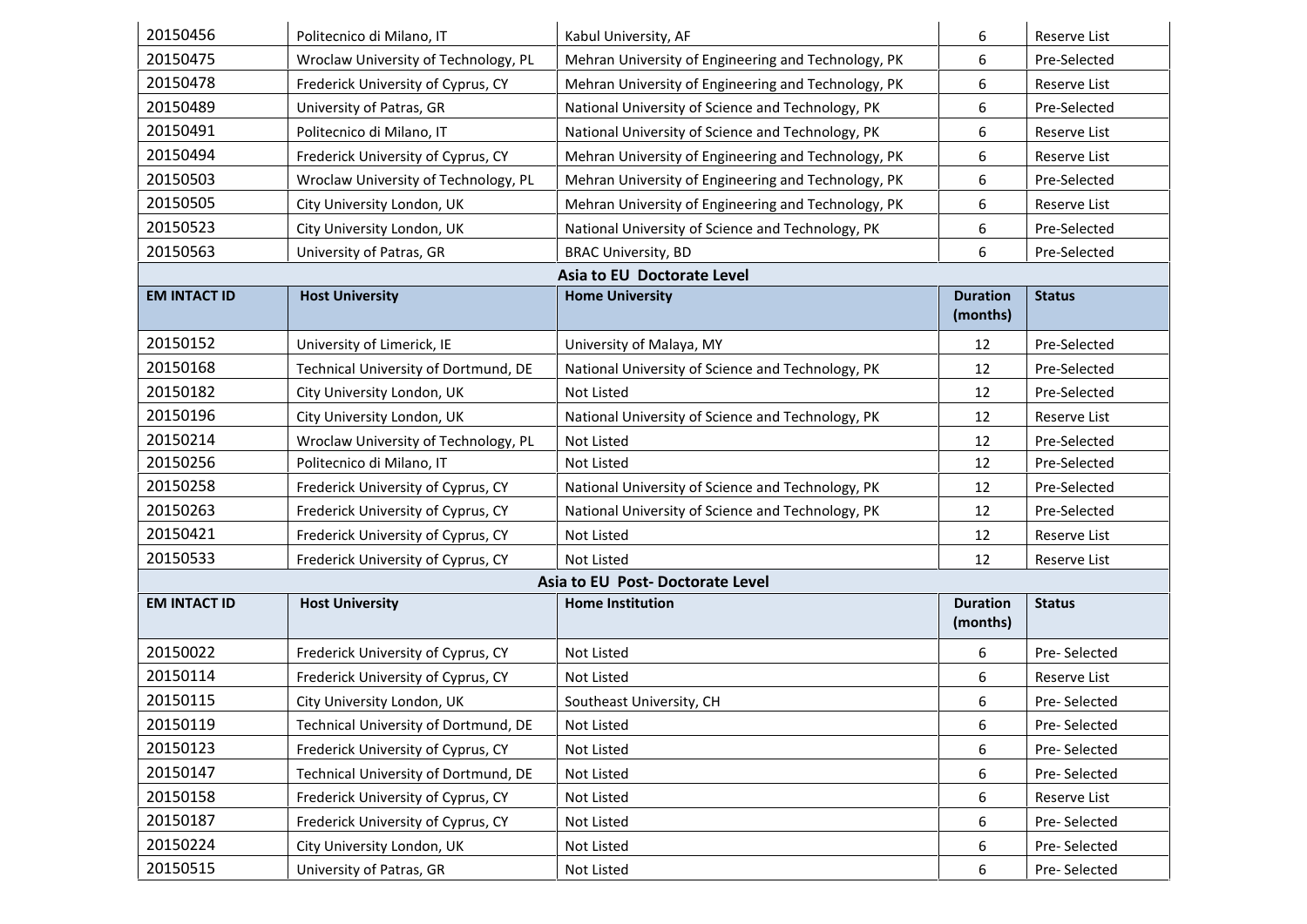| | | | | |
|---|---|---|---|---|
| 20150456 | Politecnico di Milano, IT | Kabul University, AF | 6 | Reserve List |
| 20150475 | Wroclaw University of Technology, PL | Mehran University of Engineering and Technology, PK | 6 | Pre-Selected |
| 20150478 | Frederick University of Cyprus, CY | Mehran University of Engineering and Technology, PK | 6 | Reserve List |
| 20150489 | University of Patras, GR | National University of Science and Technology, PK | 6 | Pre-Selected |
| 20150491 | Politecnico di Milano, IT | National University of Science and Technology, PK | 6 | Reserve List |
| 20150494 | Frederick University of Cyprus, CY | Mehran University of Engineering and Technology, PK | 6 | Reserve List |
| 20150503 | Wroclaw University of Technology, PL | Mehran University of Engineering and Technology, PK | 6 | Pre-Selected |
| 20150505 | City University London, UK | Mehran University of Engineering and Technology, PK | 6 | Reserve List |
| 20150523 | City University London, UK | National University of Science and Technology, PK | 6 | Pre-Selected |
| 20150563 | University of Patras, GR | BRAC University, BD | 6 | Pre-Selected |

**Asia to EU Doctorate Level**

| EM INTACT ID | Host University | Home University | Duration (months) | Status |
|---|---|---|---|---|
| 20150152 | University of Limerick, IE | University of Malaya, MY | 12 | Pre-Selected |
| 20150168 | Technical University of Dortmund, DE | National University of Science and Technology, PK | 12 | Pre-Selected |
| 20150182 | City University London, UK | Not Listed | 12 | Pre-Selected |
| 20150196 | City University London, UK | National University of Science and Technology, PK | 12 | Reserve List |
| 20150214 | Wroclaw University of Technology, PL | Not Listed | 12 | Pre-Selected |
| 20150256 | Politecnico di Milano, IT | Not Listed | 12 | Pre-Selected |
| 20150258 | Frederick University of Cyprus, CY | National University of Science and Technology, PK | 12 | Pre-Selected |
| 20150263 | Frederick University of Cyprus, CY | National University of Science and Technology, PK | 12 | Pre-Selected |
| 20150421 | Frederick University of Cyprus, CY | Not Listed | 12 | Reserve List |
| 20150533 | Frederick University of Cyprus, CY | Not Listed | 12 | Reserve List |

**Asia to EU Post- Doctorate Level**

| EM INTACT ID | Host University | Home Institution | Duration (months) | Status |
|---|---|---|---|---|
| 20150022 | Frederick University of Cyprus, CY | Not Listed | 6 | Pre- Selected |
| 20150114 | Frederick University of Cyprus, CY | Not Listed | 6 | Reserve List |
| 20150115 | City University London, UK | Southeast University, CH | 6 | Pre- Selected |
| 20150119 | Technical University of Dortmund, DE | Not Listed | 6 | Pre- Selected |
| 20150123 | Frederick University of Cyprus, CY | Not Listed | 6 | Pre- Selected |
| 20150147 | Technical University of Dortmund, DE | Not Listed | 6 | Pre- Selected |
| 20150158 | Frederick University of Cyprus, CY | Not Listed | 6 | Reserve List |
| 20150187 | Frederick University of Cyprus, CY | Not Listed | 6 | Pre- Selected |
| 20150224 | City University London, UK | Not Listed | 6 | Pre- Selected |
| 20150515 | University of Patras, GR | Not Listed | 6 | Pre- Selected |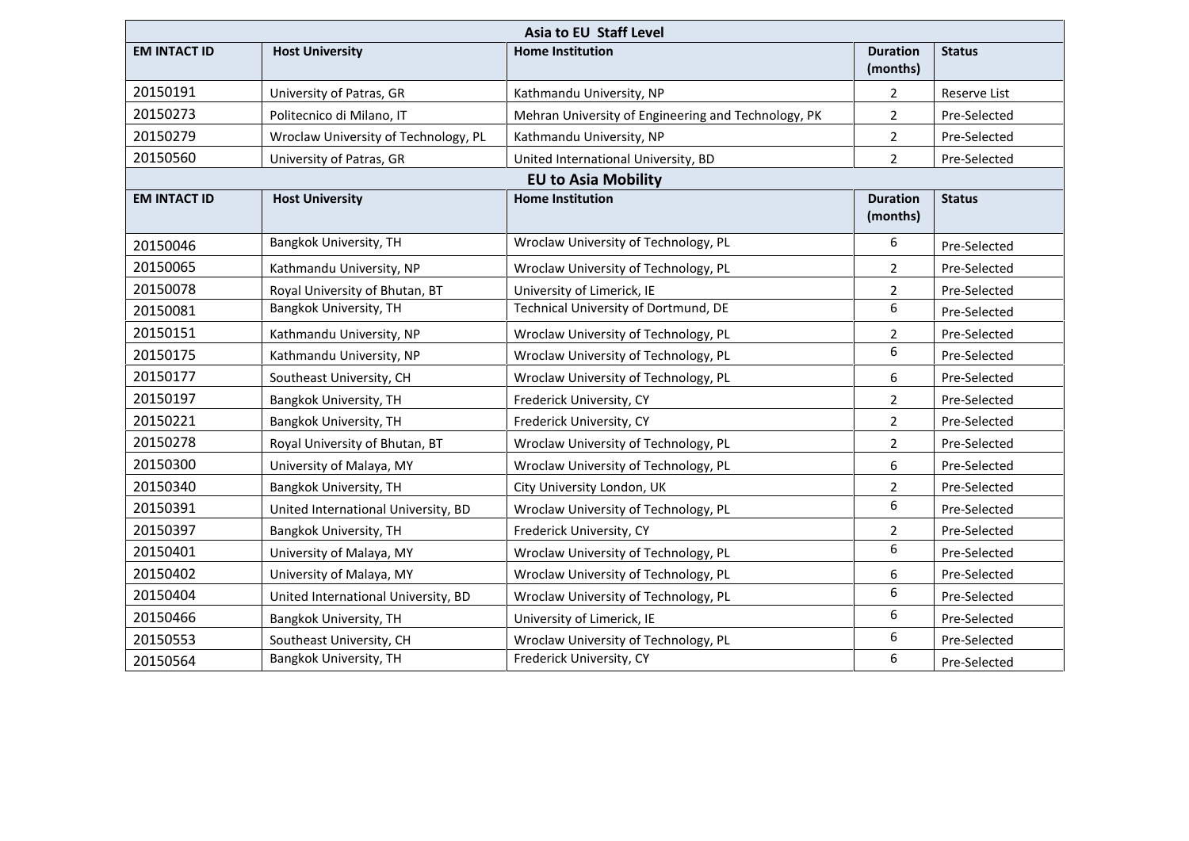| Asia to EU Staff Level | | | | |
|---|---|---|---|---|
| **EM INTACT ID** | **Host University** | **Home Institution** | **Duration (months)** | **Status** |
| 20150191 | University of Patras, GR | Kathmandu University, NP | 2 | Reserve List |
| 20150273 | Politecnico di Milano, IT | Mehran University of Engineering and Technology, PK | 2 | Pre-Selected |
| 20150279 | Wroclaw University of Technology, PL | Kathmandu University, NP | 2 | Pre-Selected |
| 20150560 | University of Patras, GR | United International University, BD | 2 | Pre-Selected |

| EU to Asia Mobility | | | | |
|---|---|---|---|---|
| **EM INTACT ID** | **Host University** | **Home Institution** | **Duration (months)** | **Status** |
| 20150046 | Bangkok University, TH | Wroclaw University of Technology, PL | 6 | Pre-Selected |
| 20150065 | Kathmandu University, NP | Wroclaw University of Technology, PL | 2 | Pre-Selected |
| 20150078 | Royal University of Bhutan, BT | University of Limerick, IE | 2 | Pre-Selected |
| 20150081 | Bangkok University, TH | Technical University of Dortmund, DE | 6 | Pre-Selected |
| 20150151 | Kathmandu University, NP | Wroclaw University of Technology, PL | 2 | Pre-Selected |
| 20150175 | Kathmandu University, NP | Wroclaw University of Technology, PL | 6 | Pre-Selected |
| 20150177 | Southeast University, CH | Wroclaw University of Technology, PL | 6 | Pre-Selected |
| 20150197 | Bangkok University, TH | Frederick University, CY | 2 | Pre-Selected |
| 20150221 | Bangkok University, TH | Frederick University, CY | 2 | Pre-Selected |
| 20150278 | Royal University of Bhutan, BT | Wroclaw University of Technology, PL | 2 | Pre-Selected |
| 20150300 | University of Malaya, MY | Wroclaw University of Technology, PL | 6 | Pre-Selected |
| 20150340 | Bangkok University, TH | City University London, UK | 2 | Pre-Selected |
| 20150391 | United International University, BD | Wroclaw University of Technology, PL | 6 | Pre-Selected |
| 20150397 | Bangkok University, TH | Frederick University, CY | 2 | Pre-Selected |
| 20150401 | University of Malaya, MY | Wroclaw University of Technology, PL | 6 | Pre-Selected |
| 20150402 | University of Malaya, MY | Wroclaw University of Technology, PL | 6 | Pre-Selected |
| 20150404 | United International University, BD | Wroclaw University of Technology, PL | 6 | Pre-Selected |
| 20150466 | Bangkok University, TH | University of Limerick, IE | 6 | Pre-Selected |
| 20150553 | Southeast University, CH | Wroclaw University of Technology, PL | 6 | Pre-Selected |
| 20150564 | Bangkok University, TH | Frederick University, CY | 6 | Pre-Selected |